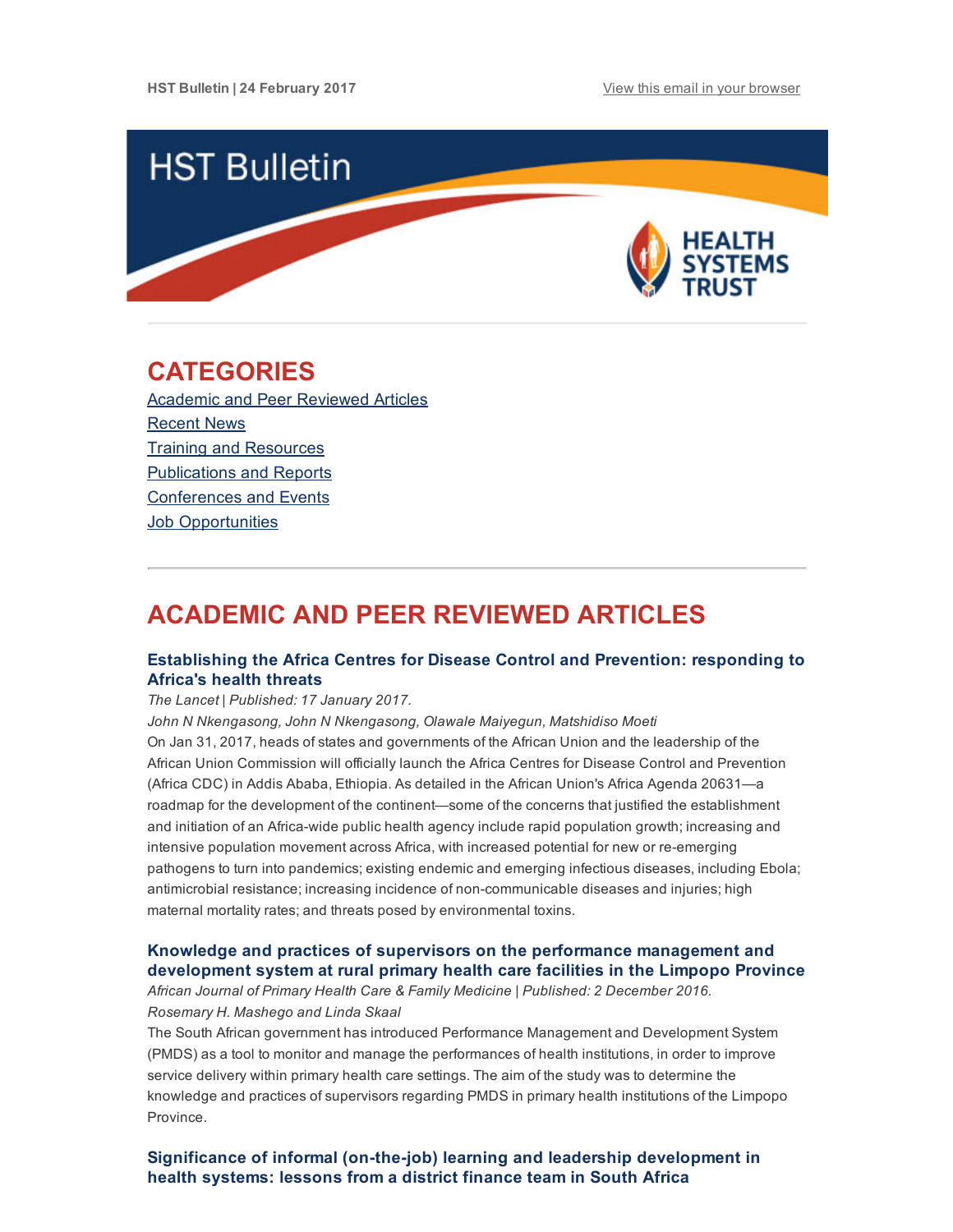HST Bulletin | 24 February 2017

View this email in your browser

# HST Bulletin

## CATEGORIES

- Academic and Peer Reviewed Articles
- Recent News
- Training and Resources
- Publications and Reports
- Conferences and Events
- Job Opportunities

## ACADEMIC AND PEER REVIEWED ARTICLES

### Establishing the Africa Centres for Disease Control and Prevention: responding to Africa's health threats

*The Lancet | Published: 17 January 2017.*

*John N Nkengasong, John N Nkengasong, Olawale Maiyegun, Matshidiso Moeti*

On Jan 31, 2017, heads of states and governments of the African Union and the leadership of the African Union Commission will officially launch the Africa Centres for Disease Control and Prevention (Africa CDC) in Addis Ababa, Ethiopia. As detailed in the African Union's Africa Agenda 20631—a roadmap for the development of the continent—some of the concerns that justified the establishment and initiation of an Africa-wide public health agency include rapid population growth; increasing and intensive population movement across Africa, with increased potential for new or re-emerging pathogens to turn into pandemics; existing endemic and emerging infectious diseases, including Ebola; antimicrobial resistance; increasing incidence of non-communicable diseases and injuries; high maternal mortality rates; and threats posed by environmental toxins.

### Knowledge and practices of supervisors on the performance management and development system at rural primary health care facilities in the Limpopo Province

*African Journal of Primary Health Care & Family Medicine | Published: 2 December 2016.*

*Rosemary H. Mashego and Linda Skaal*

The South African government has introduced Performance Management and Development System (PMDS) as a tool to monitor and manage the performances of health institutions, in order to improve service delivery within primary health care settings. The aim of the study was to determine the knowledge and practices of supervisors regarding PMDS in primary health institutions of the Limpopo Province.

### Significance of informal (on-the-job) learning and leadership development in health systems: lessons from a district finance team in South Africa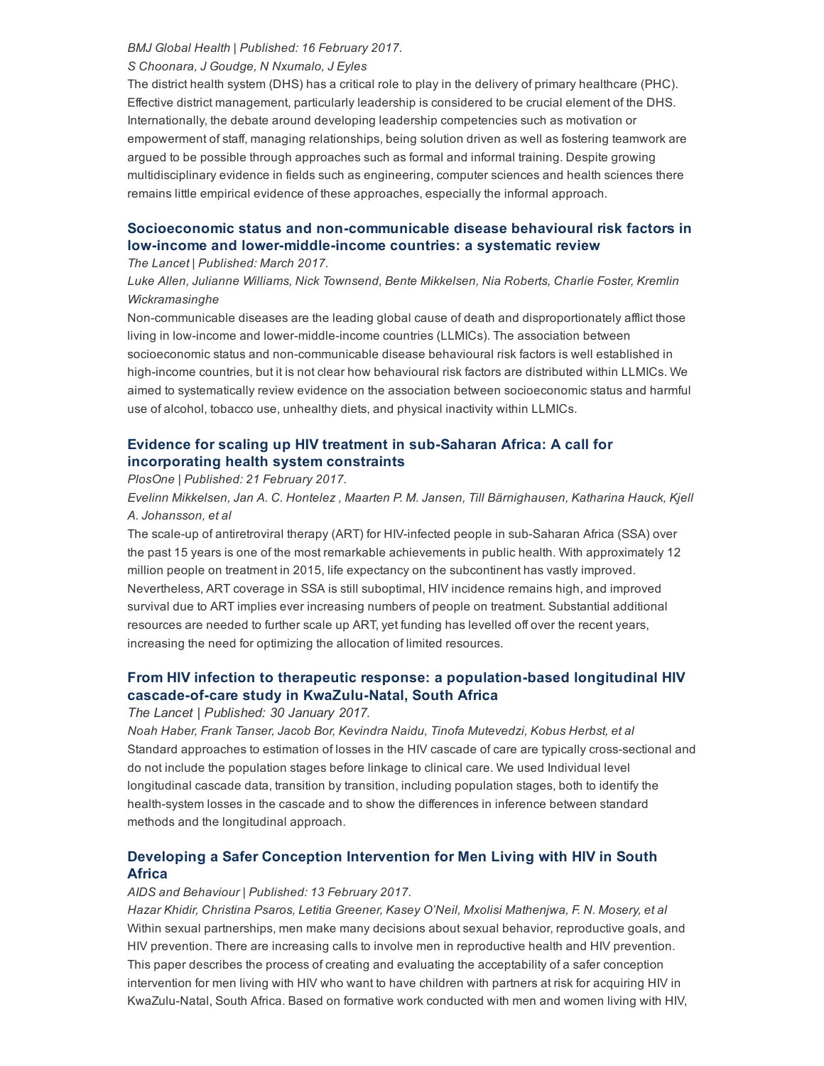*BMJ Global Health | Published: 16 February 2017.*

*S Choonara, J Goudge, N Nxumalo, J Eyles*

The district health system (DHS) has a critical role to play in the delivery of primary healthcare (PHC). Effective district management, particularly leadership is considered to be crucial element of the DHS. Internationally, the debate around developing leadership competencies such as motivation or empowerment of staff, managing relationships, being solution driven as well as fostering teamwork are argued to be possible through approaches such as formal and informal training. Despite growing multidisciplinary evidence in fields such as engineering, computer sciences and health sciences there remains little empirical evidence of these approaches, especially the informal approach.

### Socioeconomic status and non-communicable disease behavioural risk factors in low-income and lower-middle-income countries: a systematic review

*The Lancet | Published: March 2017.*

*Luke Allen, Julianne Williams, Nick Townsend, Bente Mikkelsen, Nia Roberts, Charlie Foster, Kremlin Wickramasinghe*

Non-communicable diseases are the leading global cause of death and disproportionately afflict those living in low-income and lower-middle-income countries (LLMICs). The association between socioeconomic status and non-communicable disease behavioural risk factors is well established in high-income countries, but it is not clear how behavioural risk factors are distributed within LLMICs. We aimed to systematically review evidence on the association between socioeconomic status and harmful use of alcohol, tobacco use, unhealthy diets, and physical inactivity within LLMICs.

### Evidence for scaling up HIV treatment in sub-Saharan Africa: A call for incorporating health system constraints

*PlosOne | Published: 21 February 2017.*

*Evelinn Mikkelsen, Jan A. C. Hontelez , Maarten P. M. Jansen, Till Bärnighausen, Katharina Hauck, Kjell A. Johansson, et al*

The scale-up of antiretroviral therapy (ART) for HIV-infected people in sub-Saharan Africa (SSA) over the past 15 years is one of the most remarkable achievements in public health. With approximately 12 million people on treatment in 2015, life expectancy on the subcontinent has vastly improved. Nevertheless, ART coverage in SSA is still suboptimal, HIV incidence remains high, and improved survival due to ART implies ever increasing numbers of people on treatment. Substantial additional resources are needed to further scale up ART, yet funding has levelled off over the recent years, increasing the need for optimizing the allocation of limited resources.

### From HIV infection to therapeutic response: a population-based longitudinal HIV cascade-of-care study in KwaZulu-Natal, South Africa

*The Lancet | Published: 30 January 2017.*

*Noah Haber, Frank Tanser, Jacob Bor, Kevindra Naidu, Tinofa Mutevedzi, Kobus Herbst, et al*

Standard approaches to estimation of losses in the HIV cascade of care are typically cross-sectional and do not include the population stages before linkage to clinical care. We used Individual level longitudinal cascade data, transition by transition, including population stages, both to identify the health-system losses in the cascade and to show the differences in inference between standard methods and the longitudinal approach.

### Developing a Safer Conception Intervention for Men Living with HIV in South Africa

*AIDS and Behaviour | Published: 13 February 2017.*

*Hazar Khidir, Christina Psaros, Letitia Greener, Kasey O'Neil, Mxolisi Mathenjwa, F. N. Mosery, et al*

Within sexual partnerships, men make many decisions about sexual behavior, reproductive goals, and HIV prevention. There are increasing calls to involve men in reproductive health and HIV prevention. This paper describes the process of creating and evaluating the acceptability of a safer conception intervention for men living with HIV who want to have children with partners at risk for acquiring HIV in KwaZulu-Natal, South Africa. Based on formative work conducted with men and women living with HIV,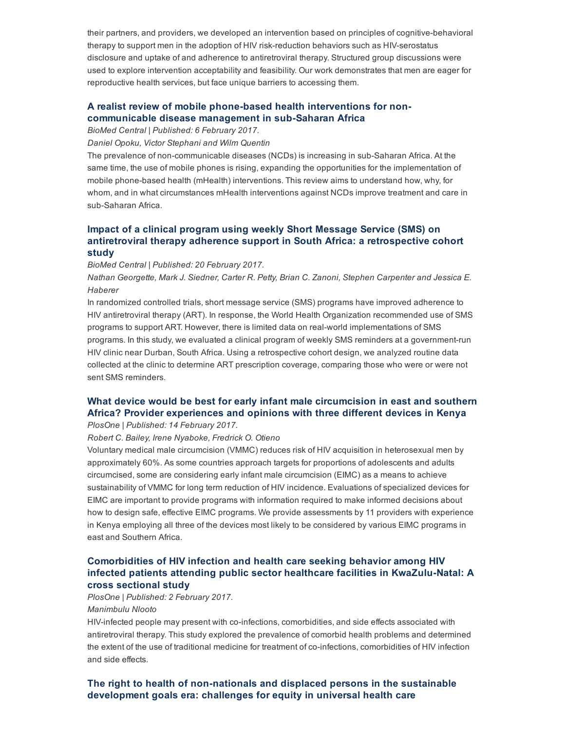their partners, and providers, we developed an intervention based on principles of cognitive-behavioral therapy to support men in the adoption of HIV risk-reduction behaviors such as HIV-serostatus disclosure and uptake of and adherence to antiretroviral therapy. Structured group discussions were used to explore intervention acceptability and feasibility. Our work demonstrates that men are eager for reproductive health services, but face unique barriers to accessing them.

### A realist review of mobile phone-based health interventions for non-communicable disease management in sub-Saharan Africa

*BioMed Central | Published: 6 February 2017.*

*Daniel Opoku, Victor Stephani and Wilm Quentin*

The prevalence of non-communicable diseases (NCDs) is increasing in sub-Saharan Africa. At the same time, the use of mobile phones is rising, expanding the opportunities for the implementation of mobile phone-based health (mHealth) interventions. This review aims to understand how, why, for whom, and in what circumstances mHealth interventions against NCDs improve treatment and care in sub-Saharan Africa.

### Impact of a clinical program using weekly Short Message Service (SMS) on antiretroviral therapy adherence support in South Africa: a retrospective cohort study

*BioMed Central | Published: 20 February 2017.*

*Nathan Georgette, Mark J. Siedner, Carter R. Petty, Brian C. Zanoni, Stephen Carpenter and Jessica E. Haberer*

In randomized controlled trials, short message service (SMS) programs have improved adherence to HIV antiretroviral therapy (ART). In response, the World Health Organization recommended use of SMS programs to support ART. However, there is limited data on real-world implementations of SMS programs. In this study, we evaluated a clinical program of weekly SMS reminders at a government-run HIV clinic near Durban, South Africa. Using a retrospective cohort design, we analyzed routine data collected at the clinic to determine ART prescription coverage, comparing those who were or were not sent SMS reminders.

### What device would be best for early infant male circumcision in east and southern Africa? Provider experiences and opinions with three different devices in Kenya

*PlosOne | Published: 14 February 2017.*

*Robert C. Bailey, Irene Nyaboke, Fredrick O. Otieno*

Voluntary medical male circumcision (VMMC) reduces risk of HIV acquisition in heterosexual men by approximately 60%. As some countries approach targets for proportions of adolescents and adults circumcised, some are considering early infant male circumcision (EIMC) as a means to achieve sustainability of VMMC for long term reduction of HIV incidence. Evaluations of specialized devices for EIMC are important to provide programs with information required to make informed decisions about how to design safe, effective EIMC programs. We provide assessments by 11 providers with experience in Kenya employing all three of the devices most likely to be considered by various EIMC programs in east and Southern Africa.

### Comorbidities of HIV infection and health care seeking behavior among HIV infected patients attending public sector healthcare facilities in KwaZulu-Natal: A cross sectional study

*PlosOne | Published: 2 February 2017.*

*Manimbulu Nlooto*

HIV-infected people may present with co-infections, comorbidities, and side effects associated with antiretroviral therapy. This study explored the prevalence of comorbid health problems and determined the extent of the use of traditional medicine for treatment of co-infections, comorbidities of HIV infection and side effects.

### The right to health of non-nationals and displaced persons in the sustainable development goals era: challenges for equity in universal health care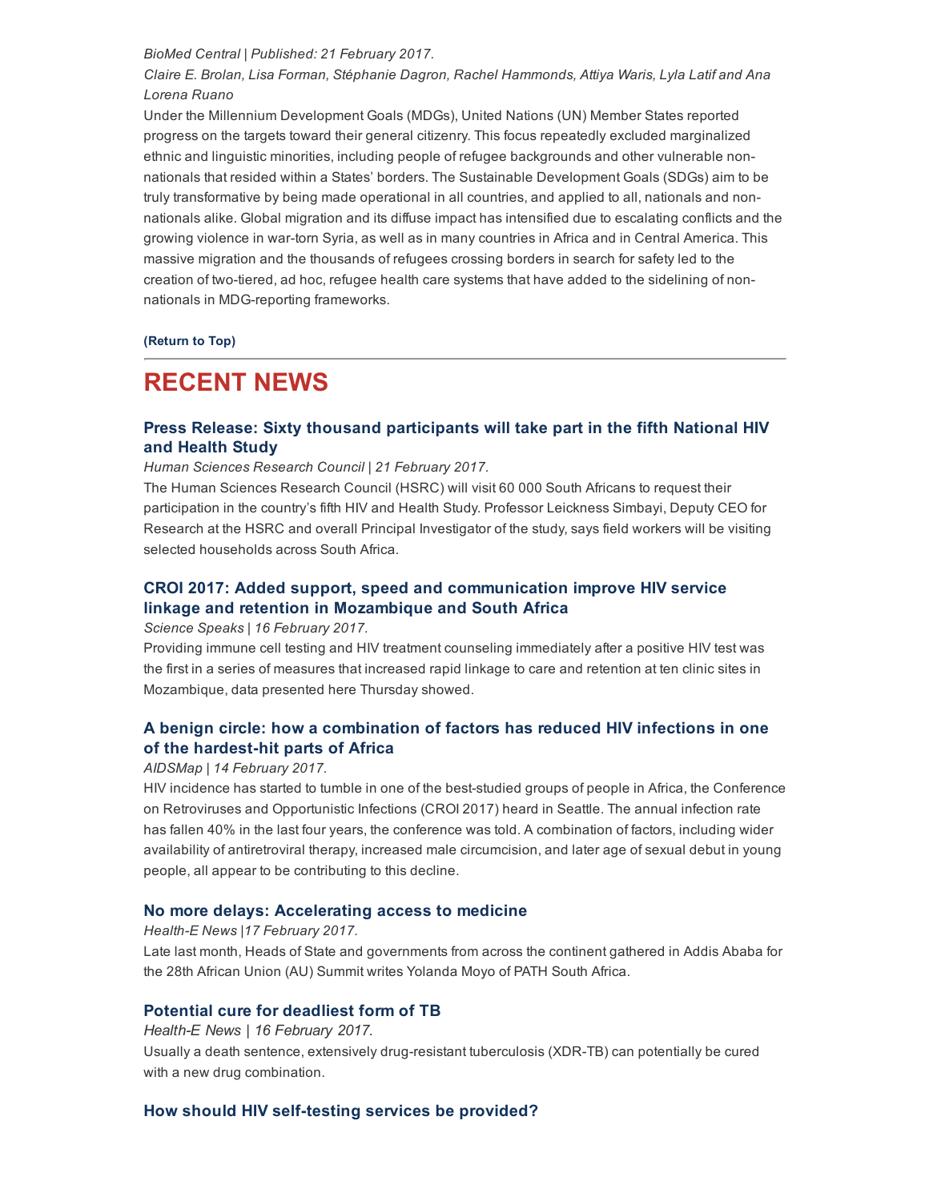*BioMed Central | Published: 21 February 2017.*

*Claire E. Brolan, Lisa Forman, Stéphanie Dagron, Rachel Hammonds, Attiya Waris, Lyla Latif and Ana Lorena Ruano*

Under the Millennium Development Goals (MDGs), United Nations (UN) Member States reported progress on the targets toward their general citizenry. This focus repeatedly excluded marginalized ethnic and linguistic minorities, including people of refugee backgrounds and other vulnerable non-nationals that resided within a States' borders. The Sustainable Development Goals (SDGs) aim to be truly transformative by being made operational in all countries, and applied to all, nationals and non-nationals alike. Global migration and its diffuse impact has intensified due to escalating conflicts and the growing violence in war-torn Syria, as well as in many countries in Africa and in Central America. This massive migration and the thousands of refugees crossing borders in search for safety led to the creation of two-tiered, ad hoc, refugee health care systems that have added to the sidelining of non-nationals in MDG-reporting frameworks.

**(Return to Top)**

# RECENT NEWS

### Press Release: Sixty thousand participants will take part in the fifth National HIV and Health Study

*Human Sciences Research Council | 21 February 2017.*

The Human Sciences Research Council (HSRC) will visit 60 000 South Africans to request their participation in the country's fifth HIV and Health Study. Professor Leickness Simbayi, Deputy CEO for Research at the HSRC and overall Principal Investigator of the study, says field workers will be visiting selected households across South Africa.

### CROI 2017: Added support, speed and communication improve HIV service linkage and retention in Mozambique and South Africa

*Science Speaks | 16 February 2017.*

Providing immune cell testing and HIV treatment counseling immediately after a positive HIV test was the first in a series of measures that increased rapid linkage to care and retention at ten clinic sites in Mozambique, data presented here Thursday showed.

### A benign circle: how a combination of factors has reduced HIV infections in one of the hardest-hit parts of Africa

*AIDSMap | 14 February 2017.*

HIV incidence has started to tumble in one of the best-studied groups of people in Africa, the Conference on Retroviruses and Opportunistic Infections (CROI 2017) heard in Seattle. The annual infection rate has fallen 40% in the last four years, the conference was told. A combination of factors, including wider availability of antiretroviral therapy, increased male circumcision, and later age of sexual debut in young people, all appear to be contributing to this decline.

### No more delays: Accelerating access to medicine

*Health-E News |17 February 2017.*

Late last month, Heads of State and governments from across the continent gathered in Addis Ababa for the 28th African Union (AU) Summit writes Yolanda Moyo of PATH South Africa.

### Potential cure for deadliest form of TB

*Health-E News | 16 February 2017.*

Usually a death sentence, extensively drug-resistant tuberculosis (XDR-TB) can potentially be cured with a new drug combination.

### How should HIV self-testing services be provided?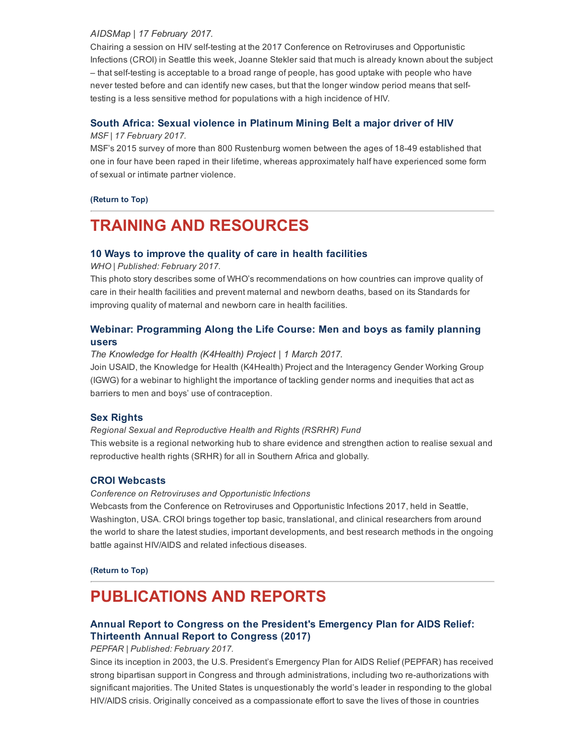*AIDSMap | 17 February 2017.*

Chairing a session on HIV self-testing at the 2017 Conference on Retroviruses and Opportunistic Infections (CROI) in Seattle this week, Joanne Stekler said that much is already known about the subject – that self-testing is acceptable to a broad range of people, has good uptake with people who have never tested before and can identify new cases, but that the longer window period means that self-testing is a less sensitive method for populations with a high incidence of HIV.

### South Africa: Sexual violence in Platinum Mining Belt a major driver of HIV

*MSF | 17 February 2017.*

MSF's 2015 survey of more than 800 Rustenburg women between the ages of 18-49 established that one in four have been raped in their lifetime, whereas approximately half have experienced some form of sexual or intimate partner violence.

**(Return to Top)**

---

# TRAINING AND RESOURCES

### 10 Ways to improve the quality of care in health facilities

*WHO | Published: February 2017.*

This photo story describes some of WHO's recommendations on how countries can improve quality of care in their health facilities and prevent maternal and newborn deaths, based on its Standards for improving quality of maternal and newborn care in health facilities.

### Webinar: Programming Along the Life Course: Men and boys as family planning users

*The Knowledge for Health (K4Health) Project | 1 March 2017.*

Join USAID, the Knowledge for Health (K4Health) Project and the Interagency Gender Working Group (IGWG) for a webinar to highlight the importance of tackling gender norms and inequities that act as barriers to men and boys' use of contraception.

### Sex Rights

*Regional Sexual and Reproductive Health and Rights (RSRHR) Fund*

This website is a regional networking hub to share evidence and strengthen action to realise sexual and reproductive health rights (SRHR) for all in Southern Africa and globally.

### CROI Webcasts

*Conference on Retroviruses and Opportunistic Infections*

Webcasts from the Conference on Retroviruses and Opportunistic Infections 2017, held in Seattle, Washington, USA. CROI brings together top basic, translational, and clinical researchers from around the world to share the latest studies, important developments, and best research methods in the ongoing battle against HIV/AIDS and related infectious diseases.

**(Return to Top)**

---

# PUBLICATIONS AND REPORTS

### Annual Report to Congress on the President's Emergency Plan for AIDS Relief: Thirteenth Annual Report to Congress (2017)

*PEPFAR | Published: February 2017.*

Since its inception in 2003, the U.S. President's Emergency Plan for AIDS Relief (PEPFAR) has received strong bipartisan support in Congress and through administrations, including two re-authorizations with significant majorities. The United States is unquestionably the world's leader in responding to the global HIV/AIDS crisis. Originally conceived as a compassionate effort to save the lives of those in countries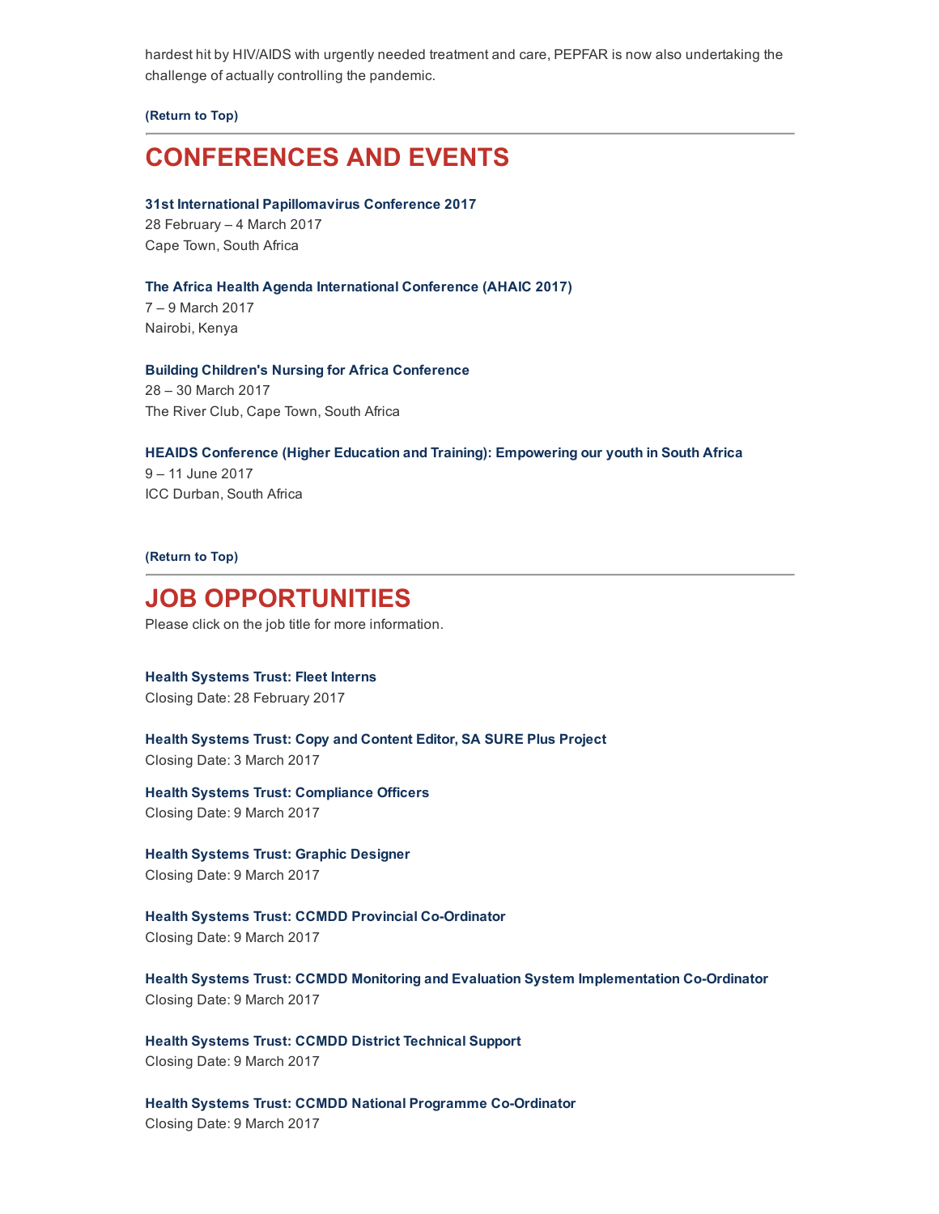hardest hit by HIV/AIDS with urgently needed treatment and care, PEPFAR is now also undertaking the challenge of actually controlling the pandemic.

**(Return to Top)**

## CONFERENCES AND EVENTS

**31st International Papillomavirus Conference 2017**
28 February – 4 March 2017
Cape Town, South Africa

**The Africa Health Agenda International Conference (AHAIC 2017)**
7 – 9 March 2017
Nairobi, Kenya

**Building Children's Nursing for Africa Conference**
28 – 30 March 2017
The River Club, Cape Town, South Africa

**HEAIDS Conference (Higher Education and Training): Empowering our youth in South Africa**
9 – 11 June 2017
ICC Durban, South Africa

**(Return to Top)**

## JOB OPPORTUNITIES

Please click on the job title for more information.

**Health Systems Trust: Fleet Interns**
Closing Date: 28 February 2017

**Health Systems Trust: Copy and Content Editor, SA SURE Plus Project**
Closing Date: 3 March 2017

**Health Systems Trust: Compliance Officers**
Closing Date: 9 March 2017

**Health Systems Trust: Graphic Designer**
Closing Date: 9 March 2017

**Health Systems Trust: CCMDD Provincial Co-Ordinator**
Closing Date: 9 March 2017

**Health Systems Trust: CCMDD Monitoring and Evaluation System Implementation Co-Ordinator**
Closing Date: 9 March 2017

**Health Systems Trust: CCMDD District Technical Support**
Closing Date: 9 March 2017

**Health Systems Trust: CCMDD National Programme Co-Ordinator**
Closing Date: 9 March 2017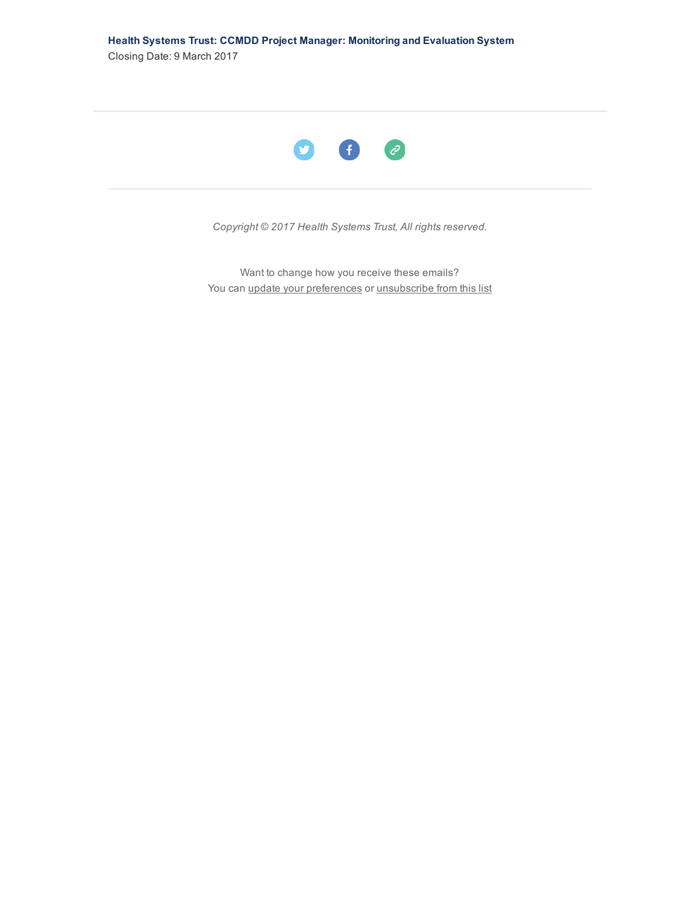**Health Systems Trust: CCMDD Project Manager: Monitoring and Evaluation System**
Closing Date: 9 March 2017

---

*Copyright © 2017 Health Systems Trust, All rights reserved.*

Want to change how you receive these emails?
You can update your preferences or unsubscribe from this list